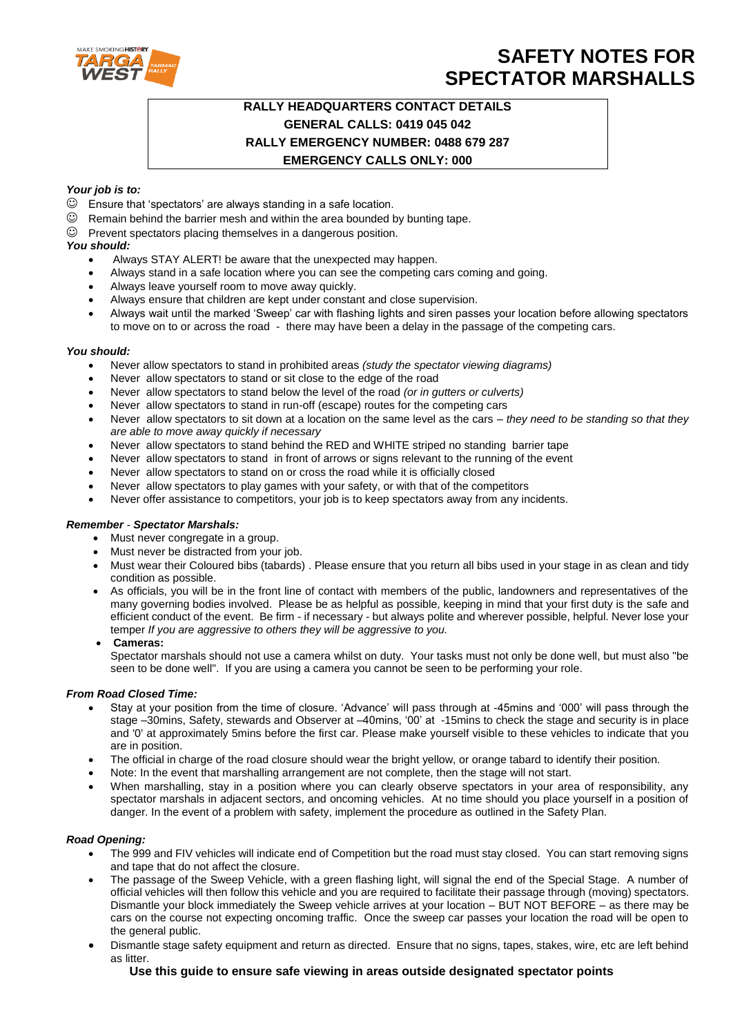# SAFETY NOTES FOR SPECTATOR MARSHALLS

**RALLY HEADQUARTERS CONTACT DETAILS**
**GENERAL CALLS: 0419 045 042**
**RALLY EMERGENCY NUMBER: 0488 679 287**
**EMERGENCY CALLS ONLY: 000**

***Your job is to:***

- ☺ Ensure that 'spectators' are always standing in a safe location.
- ☺ Remain behind the barrier mesh and within the area bounded by bunting tape.
- ☺ Prevent spectators placing themselves in a dangerous position.

***You should:***

- Always STAY ALERT! be aware that the unexpected may happen.
- Always stand in a safe location where you can see the competing cars coming and going.
- Always leave yourself room to move away quickly.
- Always ensure that children are kept under constant and close supervision.
- Always wait until the marked 'Sweep' car with flashing lights and siren passes your location before allowing spectators to move on to or across the road - there may have been a delay in the passage of the competing cars.

***You should:***

- Never allow spectators to stand in prohibited areas *(study the spectator viewing diagrams)*
- Never allow spectators to stand or sit close to the edge of the road
- Never allow spectators to stand below the level of the road *(or in gutters or culverts)*
- Never allow spectators to stand in run-off (escape) routes for the competing cars
- Never allow spectators to sit down at a location on the same level as the cars – *they need to be standing so that they are able to move away quickly if necessary*
- Never allow spectators to stand behind the RED and WHITE striped no standing barrier tape
- Never allow spectators to stand in front of arrows or signs relevant to the running of the event
- Never allow spectators to stand on or cross the road while it is officially closed
- Never allow spectators to play games with your safety, or with that of the competitors
- Never offer assistance to competitors, your job is to keep spectators away from any incidents.

***Remember - Spectator Marshals:***

- Must never congregate in a group.
- Must never be distracted from your job.
- Must wear their Coloured bibs (tabards) . Please ensure that you return all bibs used in your stage in as clean and tidy condition as possible.
- As officials, you will be in the front line of contact with members of the public, landowners and representatives of the many governing bodies involved. Please be as helpful as possible, keeping in mind that your first duty is the safe and efficient conduct of the event. Be firm - if necessary - but always polite and wherever possible, helpful. Never lose your temper *If you are aggressive to others they will be aggressive to you.*
- **Cameras:**
  Spectator marshals should not use a camera whilst on duty. Your tasks must not only be done well, but must also "be seen to be done well". If you are using a camera you cannot be seen to be performing your role.

***From Road Closed Time:***

- Stay at your position from the time of closure. 'Advance' will pass through at -45mins and '000' will pass through the stage –30mins, Safety, stewards and Observer at –40mins, '00' at -15mins to check the stage and security is in place and '0' at approximately 5mins before the first car. Please make yourself visible to these vehicles to indicate that you are in position.
- The official in charge of the road closure should wear the bright yellow, or orange tabard to identify their position.
- Note: In the event that marshalling arrangement are not complete, then the stage will not start.
- When marshalling, stay in a position where you can clearly observe spectators in your area of responsibility, any spectator marshals in adjacent sectors, and oncoming vehicles. At no time should you place yourself in a position of danger. In the event of a problem with safety, implement the procedure as outlined in the Safety Plan.

***Road Opening:***

- The 999 and FIV vehicles will indicate end of Competition but the road must stay closed. You can start removing signs and tape that do not affect the closure.
- The passage of the Sweep Vehicle, with a green flashing light, will signal the end of the Special Stage. A number of official vehicles will then follow this vehicle and you are required to facilitate their passage through (moving) spectators. Dismantle your block immediately the Sweep vehicle arrives at your location – BUT NOT BEFORE – as there may be cars on the course not expecting oncoming traffic. Once the sweep car passes your location the road will be open to the general public.
- Dismantle stage safety equipment and return as directed. Ensure that no signs, tapes, stakes, wire, etc are left behind as litter.

**Use this guide to ensure safe viewing in areas outside designated spectator points**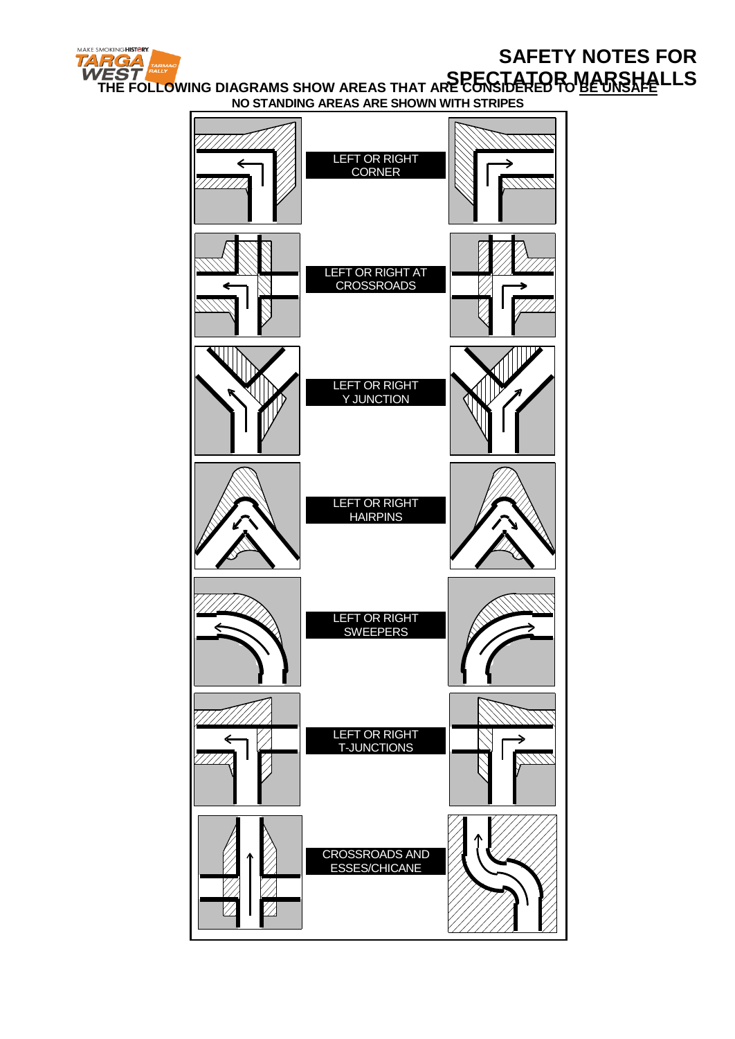# SAFETY NOTES FOR SPECTATOR MARSHALLS

**THE FOLLOWING DIAGRAMS SHOW AREAS THAT ARE CONSIDERED TO BE UNSAFE**

**NO STANDING AREAS ARE SHOWN WITH STRIPES**

LEFT OR RIGHT CORNER

LEFT OR RIGHT AT CROSSROADS

LEFT OR RIGHT Y JUNCTION

LEFT OR RIGHT HAIRPINS

LEFT OR RIGHT SWEEPERS

LEFT OR RIGHT T-JUNCTIONS

CROSSROADS AND ESSES/CHICANE